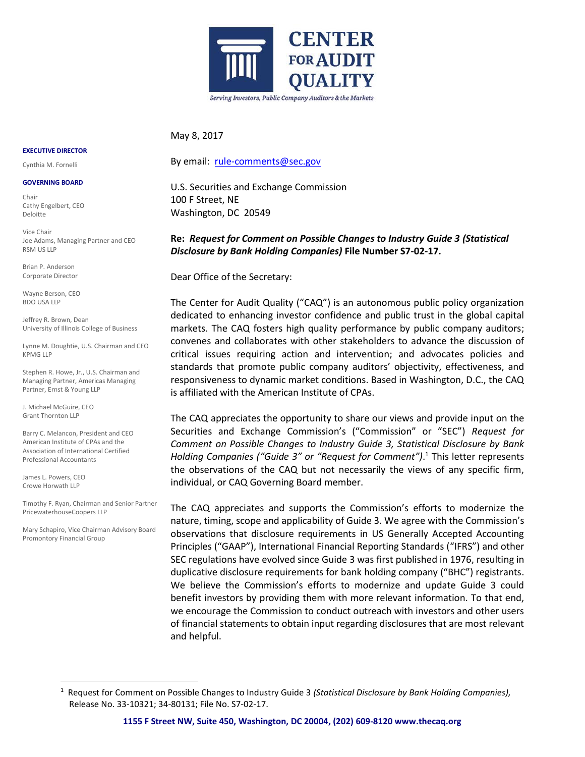# CENTER FOR AUDIT QUALITY

*Serving Investors, Public Company Auditors & the Markets*

**EXECUTIVE DIRECTOR**

Cynthia M. Fornelli

**GOVERNING BOARD**

Chair
Cathy Engelbert, CEO
Deloitte

Vice Chair
Joe Adams, Managing Partner and CEO
RSM US LLP

Brian P. Anderson
Corporate Director

Wayne Berson, CEO
BDO USA LLP

Jeffrey R. Brown, Dean
University of Illinois College of Business

Lynne M. Doughtie, U.S. Chairman and CEO
KPMG LLP

Stephen R. Howe, Jr., U.S. Chairman and Managing Partner, Americas Managing Partner, Ernst & Young LLP

J. Michael McGuire, CEO
Grant Thornton LLP

Barry C. Melancon, President and CEO
American Institute of CPAs and the Association of International Certified Professional Accountants

James L. Powers, CEO
Crowe Horwath LLP

Timothy F. Ryan, Chairman and Senior Partner
PricewaterhouseCoopers LLP

Mary Schapiro, Vice Chairman Advisory Board
Promontory Financial Group

May 8, 2017

By email: rule-comments@sec.gov

U.S. Securities and Exchange Commission
100 F Street, NE
Washington, DC 20549

**Re: *Request for Comment on Possible Changes to Industry Guide 3 (Statistical Disclosure by Bank Holding Companies)* File Number S7-02-17.**

Dear Office of the Secretary:

The Center for Audit Quality ("CAQ") is an autonomous public policy organization dedicated to enhancing investor confidence and public trust in the global capital markets. The CAQ fosters high quality performance by public company auditors; convenes and collaborates with other stakeholders to advance the discussion of critical issues requiring action and intervention; and advocates policies and standards that promote public company auditors' objectivity, effectiveness, and responsiveness to dynamic market conditions. Based in Washington, D.C., the CAQ is affiliated with the American Institute of CPAs.

The CAQ appreciates the opportunity to share our views and provide input on the Securities and Exchange Commission's ("Commission" or "SEC") *Request for Comment on Possible Changes to Industry Guide 3, Statistical Disclosure by Bank Holding Companies ("Guide 3" or "Request for Comment")*.[1] This letter represents the observations of the CAQ but not necessarily the views of any specific firm, individual, or CAQ Governing Board member.

The CAQ appreciates and supports the Commission's efforts to modernize the nature, timing, scope and applicability of Guide 3. We agree with the Commission's observations that disclosure requirements in US Generally Accepted Accounting Principles ("GAAP"), International Financial Reporting Standards ("IFRS") and other SEC regulations have evolved since Guide 3 was first published in 1976, resulting in duplicative disclosure requirements for bank holding company ("BHC") registrants. We believe the Commission's efforts to modernize and update Guide 3 could benefit investors by providing them with more relevant information. To that end, we encourage the Commission to conduct outreach with investors and other users of financial statements to obtain input regarding disclosures that are most relevant and helpful.

[1] Request for Comment on Possible Changes to Industry Guide 3 *(Statistical Disclosure by Bank Holding Companies),* Release No. 33-10321; 34-80131; File No. S7-02-17.

**1155 F Street NW, Suite 450, Washington, DC 20004, (202) 609-8120 www.thecaq.org**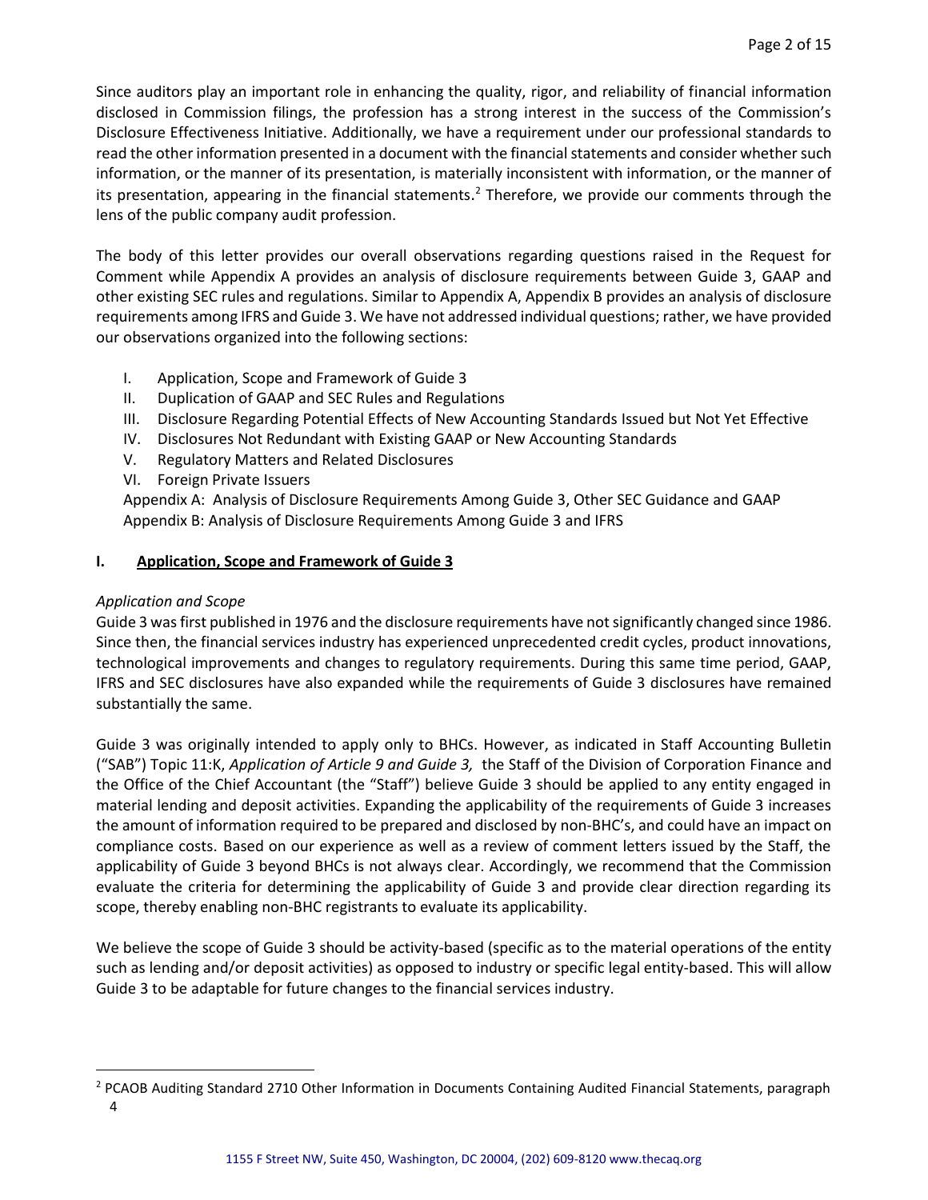Since auditors play an important role in enhancing the quality, rigor, and reliability of financial information disclosed in Commission filings, the profession has a strong interest in the success of the Commission's Disclosure Effectiveness Initiative. Additionally, we have a requirement under our professional standards to read the other information presented in a document with the financial statements and consider whether such information, or the manner of its presentation, is materially inconsistent with information, or the manner of its presentation, appearing in the financial statements.[2] Therefore, we provide our comments through the lens of the public company audit profession.

The body of this letter provides our overall observations regarding questions raised in the Request for Comment while Appendix A provides an analysis of disclosure requirements between Guide 3, GAAP and other existing SEC rules and regulations. Similar to Appendix A, Appendix B provides an analysis of disclosure requirements among IFRS and Guide 3. We have not addressed individual questions; rather, we have provided our observations organized into the following sections:

I. Application, Scope and Framework of Guide 3
II. Duplication of GAAP and SEC Rules and Regulations
III. Disclosure Regarding Potential Effects of New Accounting Standards Issued but Not Yet Effective
IV. Disclosures Not Redundant with Existing GAAP or New Accounting Standards
V. Regulatory Matters and Related Disclosures
VI. Foreign Private Issuers
Appendix A: Analysis of Disclosure Requirements Among Guide 3, Other SEC Guidance and GAAP
Appendix B: Analysis of Disclosure Requirements Among Guide 3 and IFRS

## I. Application, Scope and Framework of Guide 3

*Application and Scope*

Guide 3 was first published in 1976 and the disclosure requirements have not significantly changed since 1986. Since then, the financial services industry has experienced unprecedented credit cycles, product innovations, technological improvements and changes to regulatory requirements. During this same time period, GAAP, IFRS and SEC disclosures have also expanded while the requirements of Guide 3 disclosures have remained substantially the same.

Guide 3 was originally intended to apply only to BHCs. However, as indicated in Staff Accounting Bulletin ("SAB") Topic 11:K, *Application of Article 9 and Guide 3,* the Staff of the Division of Corporation Finance and the Office of the Chief Accountant (the "Staff") believe Guide 3 should be applied to any entity engaged in material lending and deposit activities. Expanding the applicability of the requirements of Guide 3 increases the amount of information required to be prepared and disclosed by non-BHC's, and could have an impact on compliance costs. Based on our experience as well as a review of comment letters issued by the Staff, the applicability of Guide 3 beyond BHCs is not always clear. Accordingly, we recommend that the Commission evaluate the criteria for determining the applicability of Guide 3 and provide clear direction regarding its scope, thereby enabling non-BHC registrants to evaluate its applicability.

We believe the scope of Guide 3 should be activity-based (specific as to the material operations of the entity such as lending and/or deposit activities) as opposed to industry or specific legal entity-based. This will allow Guide 3 to be adaptable for future changes to the financial services industry.

[2] PCAOB Auditing Standard 2710 Other Information in Documents Containing Audited Financial Statements, paragraph 4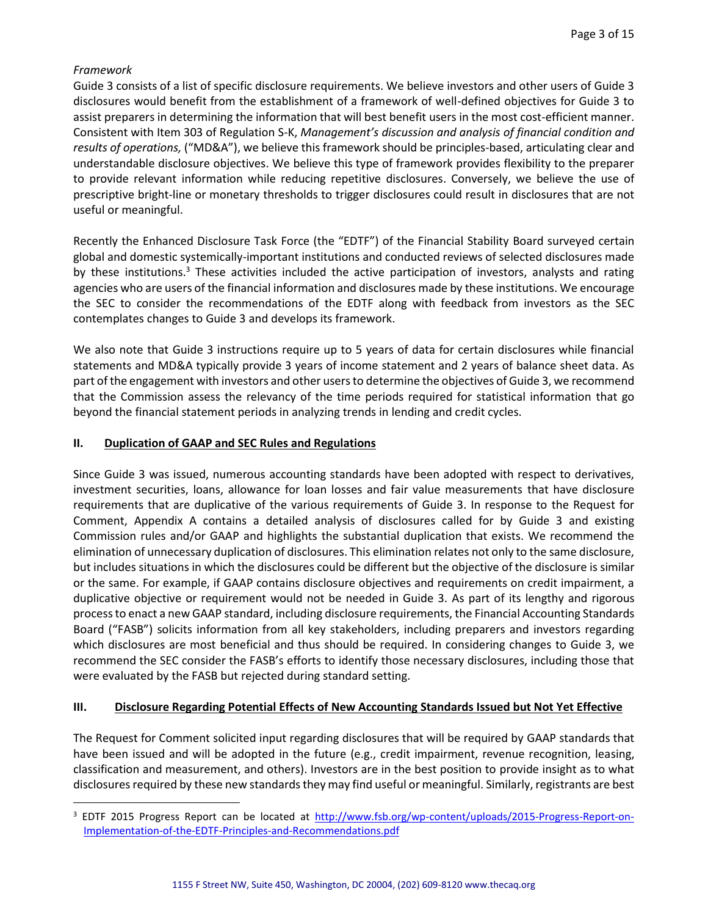*Framework*

Guide 3 consists of a list of specific disclosure requirements. We believe investors and other users of Guide 3 disclosures would benefit from the establishment of a framework of well-defined objectives for Guide 3 to assist preparers in determining the information that will best benefit users in the most cost-efficient manner. Consistent with Item 303 of Regulation S-K, *Management's discussion and analysis of financial condition and results of operations,* ("MD&A"), we believe this framework should be principles-based, articulating clear and understandable disclosure objectives. We believe this type of framework provides flexibility to the preparer to provide relevant information while reducing repetitive disclosures. Conversely, we believe the use of prescriptive bright-line or monetary thresholds to trigger disclosures could result in disclosures that are not useful or meaningful.

Recently the Enhanced Disclosure Task Force (the "EDTF") of the Financial Stability Board surveyed certain global and domestic systemically-important institutions and conducted reviews of selected disclosures made by these institutions.[3] These activities included the active participation of investors, analysts and rating agencies who are users of the financial information and disclosures made by these institutions. We encourage the SEC to consider the recommendations of the EDTF along with feedback from investors as the SEC contemplates changes to Guide 3 and develops its framework.

We also note that Guide 3 instructions require up to 5 years of data for certain disclosures while financial statements and MD&A typically provide 3 years of income statement and 2 years of balance sheet data. As part of the engagement with investors and other users to determine the objectives of Guide 3, we recommend that the Commission assess the relevancy of the time periods required for statistical information that go beyond the financial statement periods in analyzing trends in lending and credit cycles.

## II. Duplication of GAAP and SEC Rules and Regulations

Since Guide 3 was issued, numerous accounting standards have been adopted with respect to derivatives, investment securities, loans, allowance for loan losses and fair value measurements that have disclosure requirements that are duplicative of the various requirements of Guide 3. In response to the Request for Comment, Appendix A contains a detailed analysis of disclosures called for by Guide 3 and existing Commission rules and/or GAAP and highlights the substantial duplication that exists. We recommend the elimination of unnecessary duplication of disclosures. This elimination relates not only to the same disclosure, but includes situations in which the disclosures could be different but the objective of the disclosure is similar or the same. For example, if GAAP contains disclosure objectives and requirements on credit impairment, a duplicative objective or requirement would not be needed in Guide 3. As part of its lengthy and rigorous process to enact a new GAAP standard, including disclosure requirements, the Financial Accounting Standards Board ("FASB") solicits information from all key stakeholders, including preparers and investors regarding which disclosures are most beneficial and thus should be required. In considering changes to Guide 3, we recommend the SEC consider the FASB's efforts to identify those necessary disclosures, including those that were evaluated by the FASB but rejected during standard setting.

## III. Disclosure Regarding Potential Effects of New Accounting Standards Issued but Not Yet Effective

The Request for Comment solicited input regarding disclosures that will be required by GAAP standards that have been issued and will be adopted in the future (e.g., credit impairment, revenue recognition, leasing, classification and measurement, and others). Investors are in the best position to provide insight as to what disclosures required by these new standards they may find useful or meaningful. Similarly, registrants are best

[3] EDTF 2015 Progress Report can be located at http://www.fsb.org/wp-content/uploads/2015-Progress-Report-on-Implementation-of-the-EDTF-Principles-and-Recommendations.pdf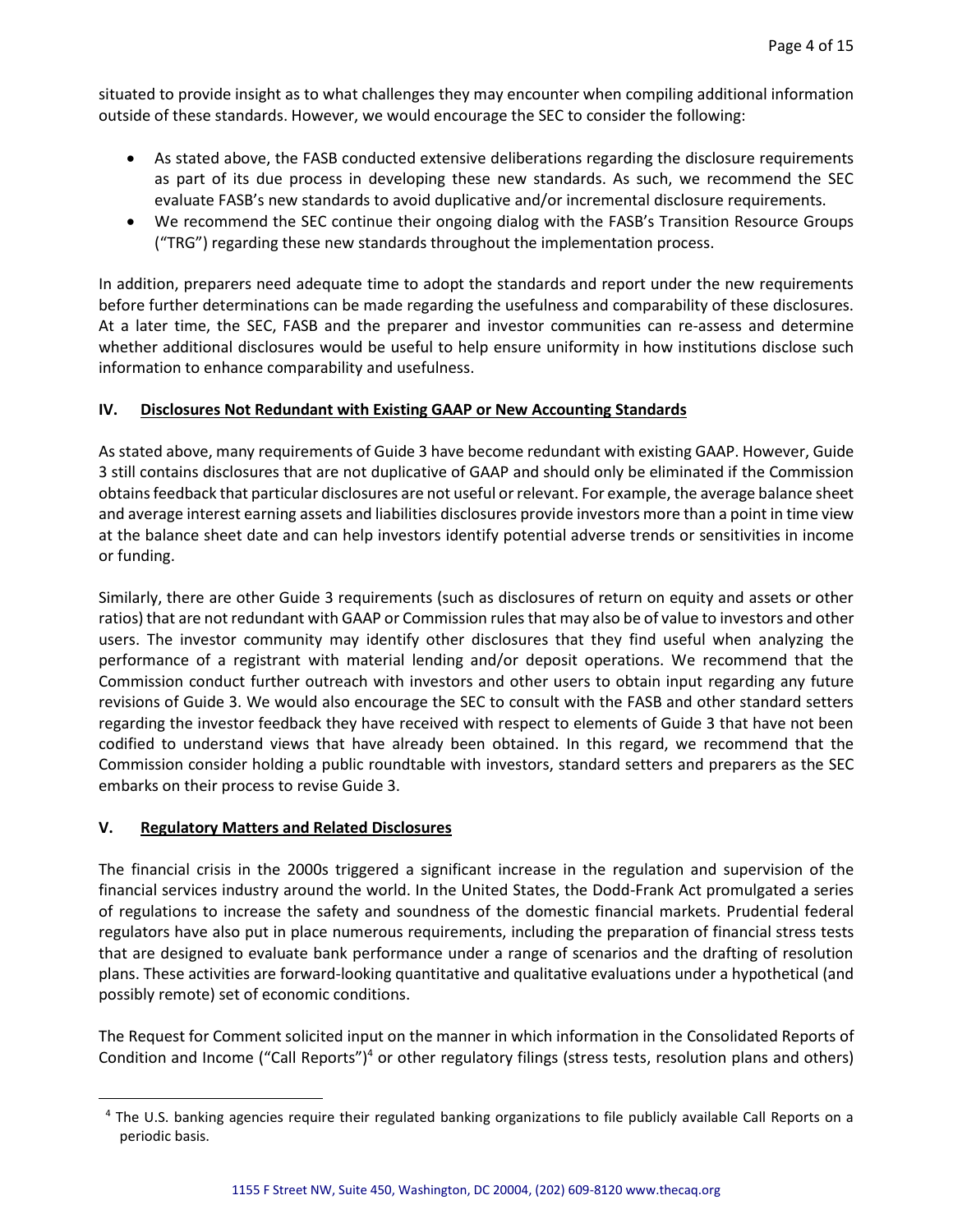situated to provide insight as to what challenges they may encounter when compiling additional information outside of these standards. However, we would encourage the SEC to consider the following:

- As stated above, the FASB conducted extensive deliberations regarding the disclosure requirements as part of its due process in developing these new standards. As such, we recommend the SEC evaluate FASB's new standards to avoid duplicative and/or incremental disclosure requirements.
- We recommend the SEC continue their ongoing dialog with the FASB's Transition Resource Groups ("TRG") regarding these new standards throughout the implementation process.

In addition, preparers need adequate time to adopt the standards and report under the new requirements before further determinations can be made regarding the usefulness and comparability of these disclosures. At a later time, the SEC, FASB and the preparer and investor communities can re-assess and determine whether additional disclosures would be useful to help ensure uniformity in how institutions disclose such information to enhance comparability and usefulness.

## IV. Disclosures Not Redundant with Existing GAAP or New Accounting Standards

As stated above, many requirements of Guide 3 have become redundant with existing GAAP. However, Guide 3 still contains disclosures that are not duplicative of GAAP and should only be eliminated if the Commission obtains feedback that particular disclosures are not useful or relevant. For example, the average balance sheet and average interest earning assets and liabilities disclosures provide investors more than a point in time view at the balance sheet date and can help investors identify potential adverse trends or sensitivities in income or funding.

Similarly, there are other Guide 3 requirements (such as disclosures of return on equity and assets or other ratios) that are not redundant with GAAP or Commission rules that may also be of value to investors and other users. The investor community may identify other disclosures that they find useful when analyzing the performance of a registrant with material lending and/or deposit operations. We recommend that the Commission conduct further outreach with investors and other users to obtain input regarding any future revisions of Guide 3. We would also encourage the SEC to consult with the FASB and other standard setters regarding the investor feedback they have received with respect to elements of Guide 3 that have not been codified to understand views that have already been obtained. In this regard, we recommend that the Commission consider holding a public roundtable with investors, standard setters and preparers as the SEC embarks on their process to revise Guide 3.

## V. Regulatory Matters and Related Disclosures

The financial crisis in the 2000s triggered a significant increase in the regulation and supervision of the financial services industry around the world. In the United States, the Dodd-Frank Act promulgated a series of regulations to increase the safety and soundness of the domestic financial markets. Prudential federal regulators have also put in place numerous requirements, including the preparation of financial stress tests that are designed to evaluate bank performance under a range of scenarios and the drafting of resolution plans. These activities are forward-looking quantitative and qualitative evaluations under a hypothetical (and possibly remote) set of economic conditions.

The Request for Comment solicited input on the manner in which information in the Consolidated Reports of Condition and Income ("Call Reports")[4] or other regulatory filings (stress tests, resolution plans and others)

[4] The U.S. banking agencies require their regulated banking organizations to file publicly available Call Reports on a periodic basis.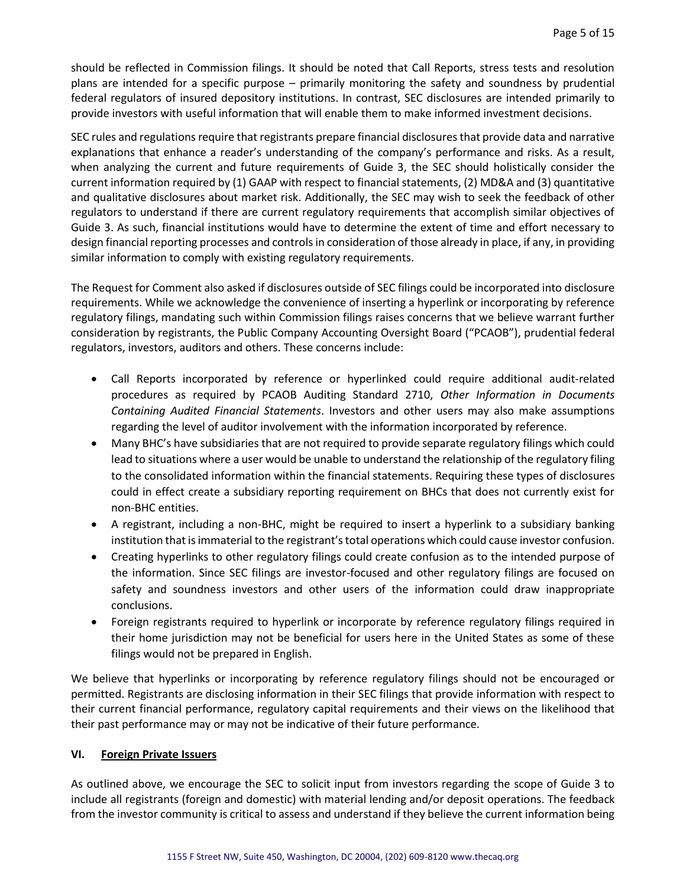should be reflected in Commission filings. It should be noted that Call Reports, stress tests and resolution plans are intended for a specific purpose – primarily monitoring the safety and soundness by prudential federal regulators of insured depository institutions. In contrast, SEC disclosures are intended primarily to provide investors with useful information that will enable them to make informed investment decisions.

SEC rules and regulations require that registrants prepare financial disclosures that provide data and narrative explanations that enhance a reader's understanding of the company's performance and risks. As a result, when analyzing the current and future requirements of Guide 3, the SEC should holistically consider the current information required by (1) GAAP with respect to financial statements, (2) MD&A and (3) quantitative and qualitative disclosures about market risk. Additionally, the SEC may wish to seek the feedback of other regulators to understand if there are current regulatory requirements that accomplish similar objectives of Guide 3. As such, financial institutions would have to determine the extent of time and effort necessary to design financial reporting processes and controls in consideration of those already in place, if any, in providing similar information to comply with existing regulatory requirements.

The Request for Comment also asked if disclosures outside of SEC filings could be incorporated into disclosure requirements. While we acknowledge the convenience of inserting a hyperlink or incorporating by reference regulatory filings, mandating such within Commission filings raises concerns that we believe warrant further consideration by registrants, the Public Company Accounting Oversight Board ("PCAOB"), prudential federal regulators, investors, auditors and others. These concerns include:

- Call Reports incorporated by reference or hyperlinked could require additional audit-related procedures as required by PCAOB Auditing Standard 2710, *Other Information in Documents Containing Audited Financial Statements*. Investors and other users may also make assumptions regarding the level of auditor involvement with the information incorporated by reference.
- Many BHC's have subsidiaries that are not required to provide separate regulatory filings which could lead to situations where a user would be unable to understand the relationship of the regulatory filing to the consolidated information within the financial statements. Requiring these types of disclosures could in effect create a subsidiary reporting requirement on BHCs that does not currently exist for non-BHC entities.
- A registrant, including a non-BHC, might be required to insert a hyperlink to a subsidiary banking institution that is immaterial to the registrant's total operations which could cause investor confusion.
- Creating hyperlinks to other regulatory filings could create confusion as to the intended purpose of the information. Since SEC filings are investor-focused and other regulatory filings are focused on safety and soundness investors and other users of the information could draw inappropriate conclusions.
- Foreign registrants required to hyperlink or incorporate by reference regulatory filings required in their home jurisdiction may not be beneficial for users here in the United States as some of these filings would not be prepared in English.

We believe that hyperlinks or incorporating by reference regulatory filings should not be encouraged or permitted. Registrants are disclosing information in their SEC filings that provide information with respect to their current financial performance, regulatory capital requirements and their views on the likelihood that their past performance may or may not be indicative of their future performance.

## VI. Foreign Private Issuers

As outlined above, we encourage the SEC to solicit input from investors regarding the scope of Guide 3 to include all registrants (foreign and domestic) with material lending and/or deposit operations. The feedback from the investor community is critical to assess and understand if they believe the current information being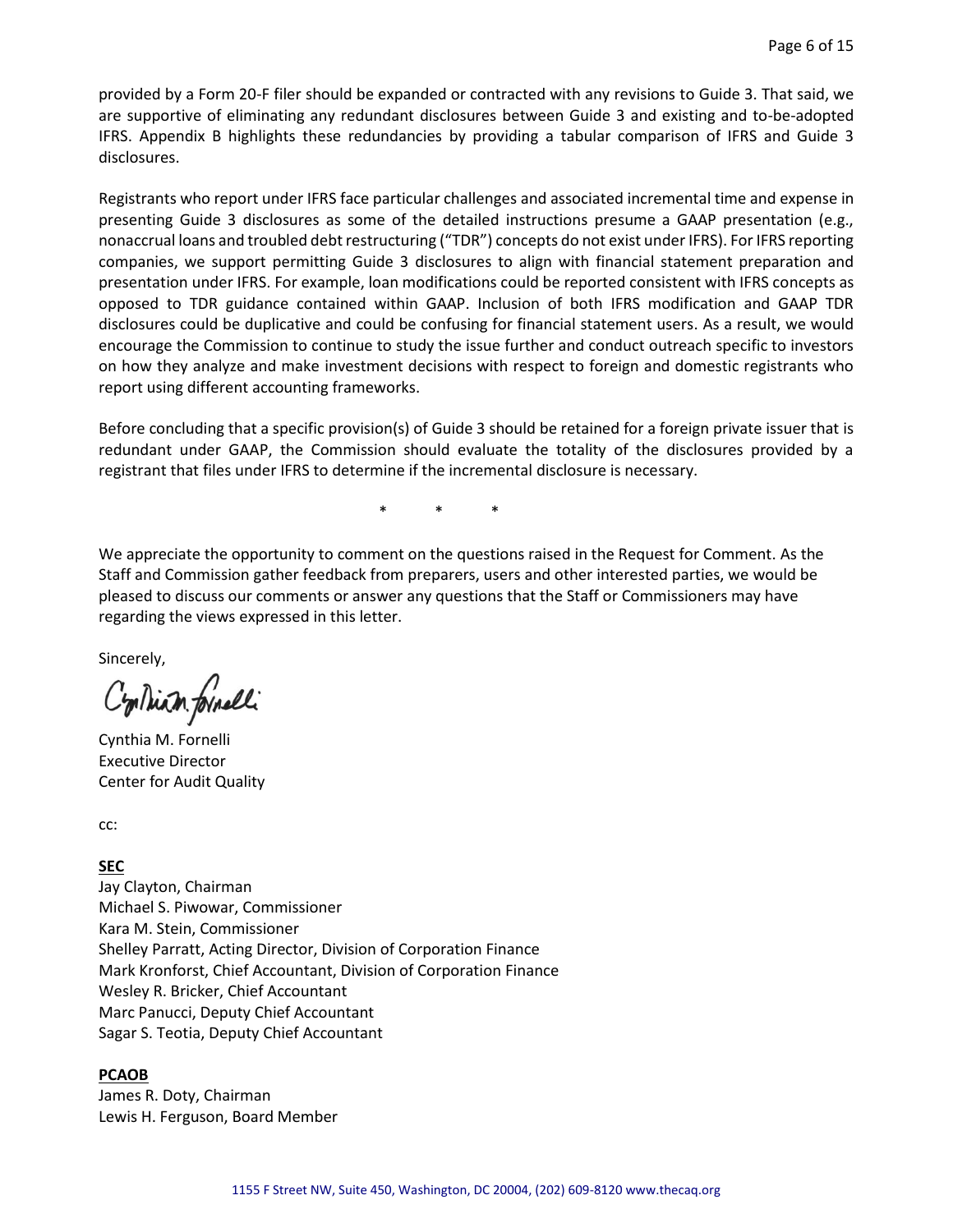provided by a Form 20-F filer should be expanded or contracted with any revisions to Guide 3. That said, we are supportive of eliminating any redundant disclosures between Guide 3 and existing and to-be-adopted IFRS. Appendix B highlights these redundancies by providing a tabular comparison of IFRS and Guide 3 disclosures.

Registrants who report under IFRS face particular challenges and associated incremental time and expense in presenting Guide 3 disclosures as some of the detailed instructions presume a GAAP presentation (e.g., nonaccrual loans and troubled debt restructuring ("TDR") concepts do not exist under IFRS). For IFRS reporting companies, we support permitting Guide 3 disclosures to align with financial statement preparation and presentation under IFRS. For example, loan modifications could be reported consistent with IFRS concepts as opposed to TDR guidance contained within GAAP. Inclusion of both IFRS modification and GAAP TDR disclosures could be duplicative and could be confusing for financial statement users. As a result, we would encourage the Commission to continue to study the issue further and conduct outreach specific to investors on how they analyze and make investment decisions with respect to foreign and domestic registrants who report using different accounting frameworks.

Before concluding that a specific provision(s) of Guide 3 should be retained for a foreign private issuer that is redundant under GAAP, the Commission should evaluate the totality of the disclosures provided by a registrant that files under IFRS to determine if the incremental disclosure is necessary.

\* \* \*

We appreciate the opportunity to comment on the questions raised in the Request for Comment. As the Staff and Commission gather feedback from preparers, users and other interested parties, we would be pleased to discuss our comments or answer any questions that the Staff or Commissioners may have regarding the views expressed in this letter.

Sincerely,

Cynthia M. Fornelli

Cynthia M. Fornelli
Executive Director
Center for Audit Quality

cc:

**SEC**
Jay Clayton, Chairman
Michael S. Piwowar, Commissioner
Kara M. Stein, Commissioner
Shelley Parratt, Acting Director, Division of Corporation Finance
Mark Kronforst, Chief Accountant, Division of Corporation Finance
Wesley R. Bricker, Chief Accountant
Marc Panucci, Deputy Chief Accountant
Sagar S. Teotia, Deputy Chief Accountant

**PCAOB**
James R. Doty, Chairman
Lewis H. Ferguson, Board Member

1155 F Street NW, Suite 450, Washington, DC 20004, (202) 609-8120 www.thecaq.org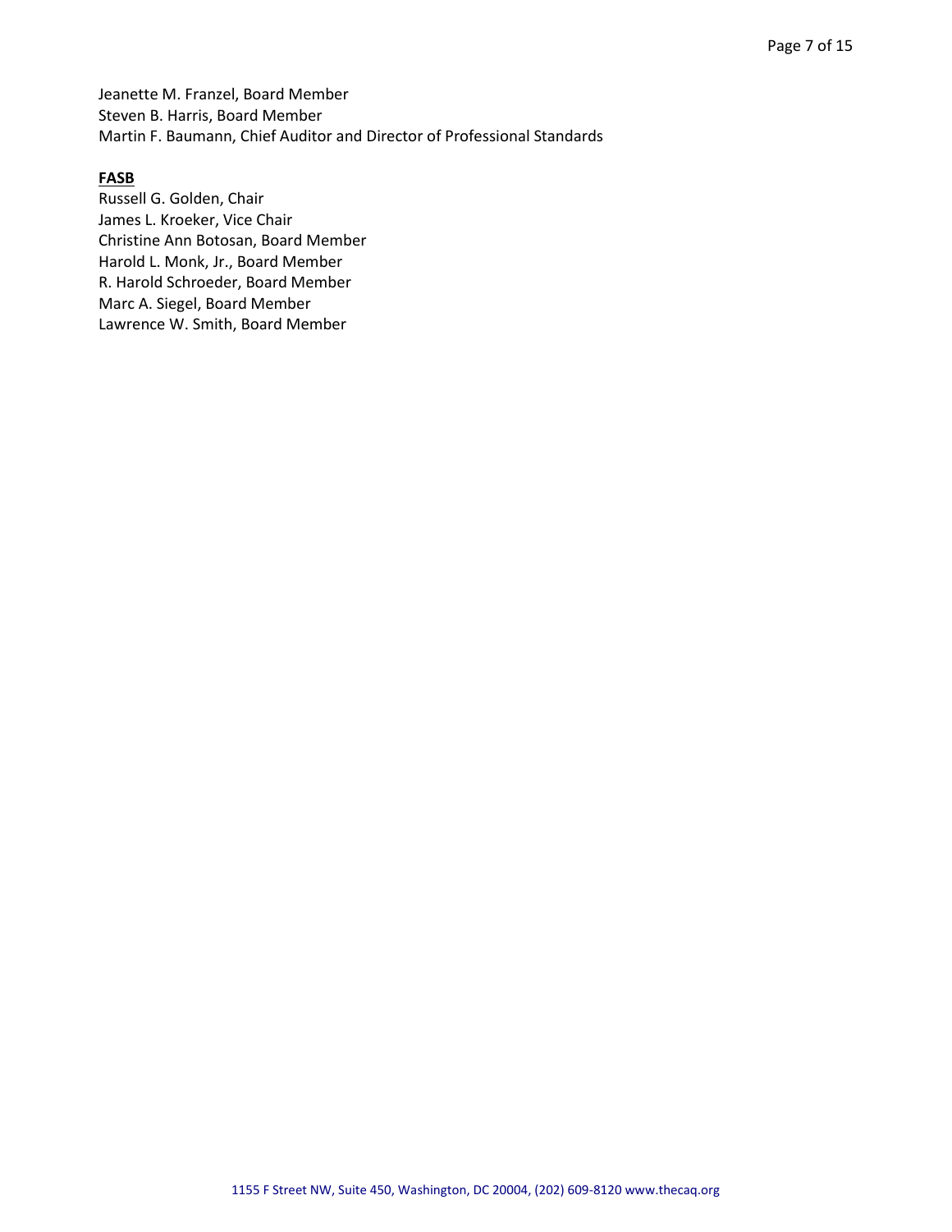Jeanette M. Franzel, Board Member
Steven B. Harris, Board Member
Martin F. Baumann, Chief Auditor and Director of Professional Standards

**FASB**

Russell G. Golden, Chair
James L. Kroeker, Vice Chair
Christine Ann Botosan, Board Member
Harold L. Monk, Jr., Board Member
R. Harold Schroeder, Board Member
Marc A. Siegel, Board Member
Lawrence W. Smith, Board Member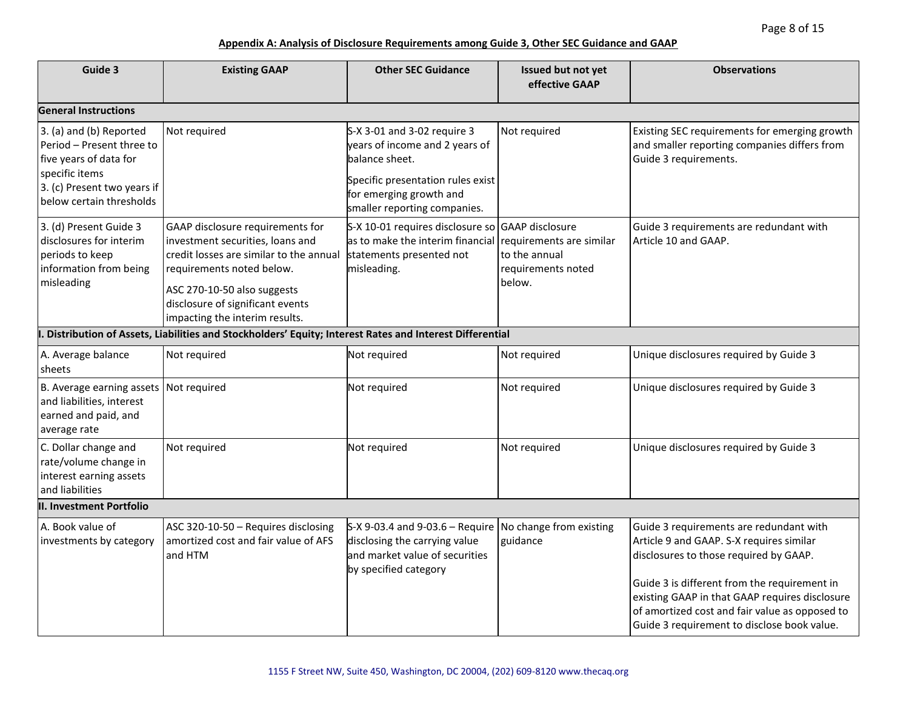**Appendix A: Analysis of Disclosure Requirements among Guide 3, Other SEC Guidance and GAAP**

| Guide 3 | Existing GAAP | Other SEC Guidance | Issued but not yet effective GAAP | Observations |
|---|---|---|---|---|
| **General Instructions** | | | | |
| 3. (a) and (b) Reported Period – Present three to five years of data for specific items<br>3. (c) Present two years if below certain thresholds | Not required | S-X 3-01 and 3-02 require 3 years of income and 2 years of balance sheet.<br><br>Specific presentation rules exist for emerging growth and smaller reporting companies. | Not required | Existing SEC requirements for emerging growth and smaller reporting companies differs from Guide 3 requirements. |
| 3. (d) Present Guide 3 disclosures for interim periods to keep information from being misleading | GAAP disclosure requirements for investment securities, loans and credit losses are similar to the annual requirements noted below.<br><br>ASC 270-10-50 also suggests disclosure of significant events impacting the interim results. | S-X 10-01 requires disclosure so as to make the interim financial statements presented not misleading. | GAAP disclosure requirements are similar to the annual requirements noted below. | Guide 3 requirements are redundant with Article 10 and GAAP. |
| **I. Distribution of Assets, Liabilities and Stockholders' Equity; Interest Rates and Interest Differential** | | | | |
| A. Average balance sheets | Not required | Not required | Not required | Unique disclosures required by Guide 3 |
| B. Average earning assets and liabilities, interest earned and paid, and average rate | Not required | Not required | Not required | Unique disclosures required by Guide 3 |
| C. Dollar change and rate/volume change in interest earning assets and liabilities | Not required | Not required | Not required | Unique disclosures required by Guide 3 |
| **II. Investment Portfolio** | | | | |
| A. Book value of investments by category | ASC 320-10-50 – Requires disclosing amortized cost and fair value of AFS and HTM | S-X 9-03.4 and 9-03.6 – Require disclosing the carrying value and market value of securities by specified category | No change from existing guidance | Guide 3 requirements are redundant with Article 9 and GAAP. S-X requires similar disclosures to those required by GAAP.<br><br>Guide 3 is different from the requirement in existing GAAP in that GAAP requires disclosure of amortized cost and fair value as opposed to Guide 3 requirement to disclose book value. |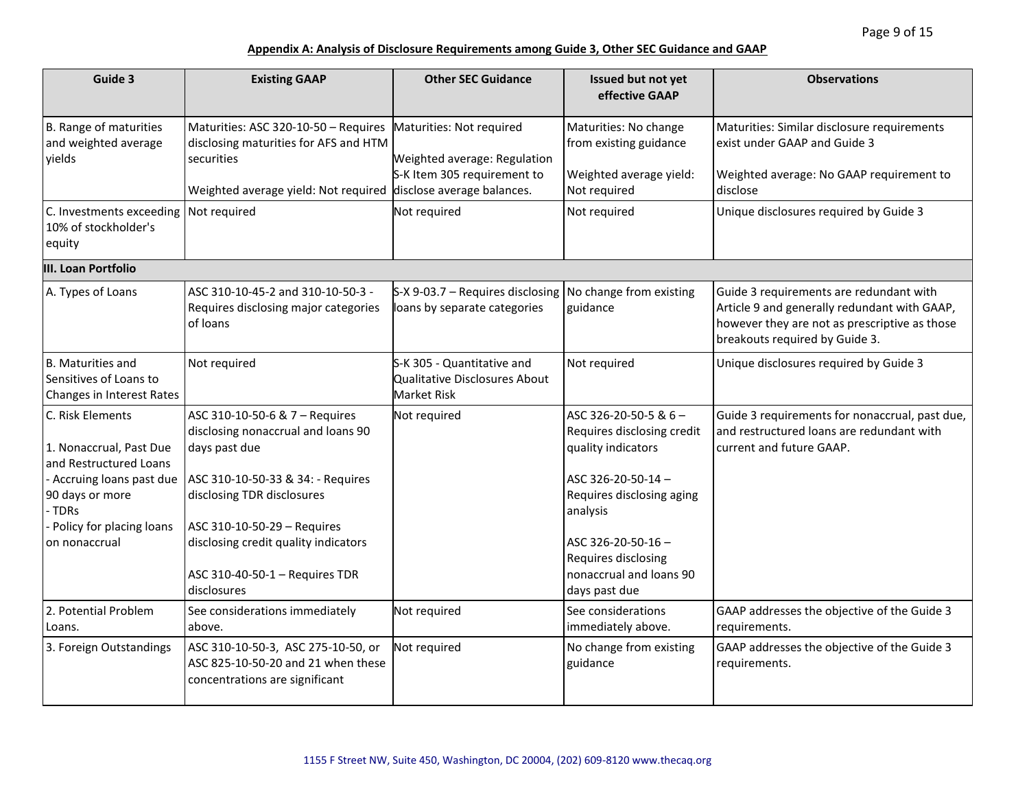**Appendix A: Analysis of Disclosure Requirements among Guide 3, Other SEC Guidance and GAAP**

| Guide 3 | Existing GAAP | Other SEC Guidance | Issued but not yet effective GAAP | Observations |
|---|---|---|---|---|
| B. Range of maturities and weighted average yields | Maturities: ASC 320-10-50 – Requires disclosing maturities for AFS and HTM securities<br><br>Weighted average yield: Not required | Maturities: Not required<br><br>Weighted average: Regulation S-K Item 305 requirement to disclose average balances. | Maturities: No change from existing guidance<br><br>Weighted average yield: Not required | Maturities: Similar disclosure requirements exist under GAAP and Guide 3<br><br>Weighted average: No GAAP requirement to disclose |
| C. Investments exceeding 10% of stockholder's equity | Not required | Not required | Not required | Unique disclosures required by Guide 3 |
| **III. Loan Portfolio** | | | | |
| A. Types of Loans | ASC 310-10-45-2 and 310-10-50-3 - Requires disclosing major categories of loans | S-X 9-03.7 – Requires disclosing loans by separate categories | No change from existing guidance | Guide 3 requirements are redundant with Article 9 and generally redundant with GAAP, however they are not as prescriptive as those breakouts required by Guide 3. |
| B. Maturities and Sensitives of Loans to Changes in Interest Rates | Not required | S-K 305 - Quantitative and Qualitative Disclosures About Market Risk | Not required | Unique disclosures required by Guide 3 |
| C. Risk Elements<br><br>1. Nonaccrual, Past Due and Restructured Loans<br>- Accruing loans past due 90 days or more<br>- TDRs<br>- Policy for placing loans on nonaccrual | ASC 310-10-50-6 & 7 – Requires disclosing nonaccrual and loans 90 days past due<br><br>ASC 310-10-50-33 & 34: - Requires disclosing TDR disclosures<br><br>ASC 310-10-50-29 – Requires disclosing credit quality indicators<br><br>ASC 310-40-50-1 – Requires TDR disclosures | Not required | ASC 326-20-50-5 & 6 – Requires disclosing credit quality indicators<br><br>ASC 326-20-50-14 – Requires disclosing aging analysis<br><br>ASC 326-20-50-16 – Requires disclosing nonaccrual and loans 90 days past due | Guide 3 requirements for nonaccrual, past due, and restructured loans are redundant with current and future GAAP. |
| 2. Potential Problem Loans. | See considerations immediately above. | Not required | See considerations immediately above. | GAAP addresses the objective of the Guide 3 requirements. |
| 3. Foreign Outstandings | ASC 310-10-50-3, ASC 275-10-50, or ASC 825-10-50-20 and 21 when these concentrations are significant | Not required | No change from existing guidance | GAAP addresses the objective of the Guide 3 requirements. |

1155 F Street NW, Suite 450, Washington, DC 20004, (202) 609-8120 www.thecaq.org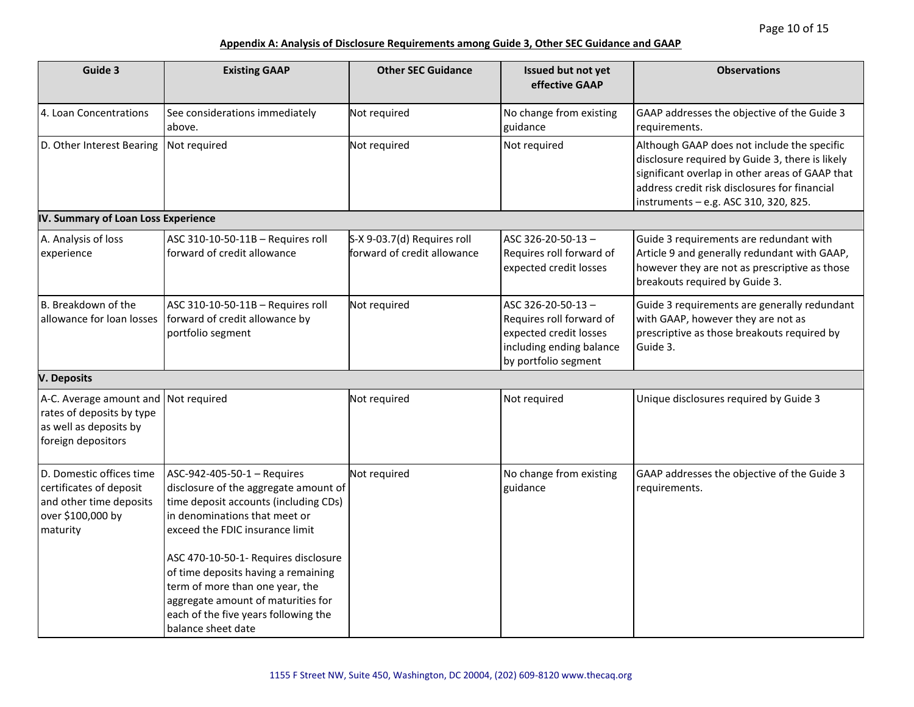**Appendix A: Analysis of Disclosure Requirements among Guide 3, Other SEC Guidance and GAAP**

| Guide 3 | Existing GAAP | Other SEC Guidance | Issued but not yet effective GAAP | Observations |
|---|---|---|---|---|
| 4. Loan Concentrations | See considerations immediately above. | Not required | No change from existing guidance | GAAP addresses the objective of the Guide 3 requirements. |
| D. Other Interest Bearing | Not required | Not required | Not required | Although GAAP does not include the specific disclosure required by Guide 3, there is likely significant overlap in other areas of GAAP that address credit risk disclosures for financial instruments – e.g. ASC 310, 320, 825. |
| **IV. Summary of Loan Loss Experience** | | | | |
| A. Analysis of loss experience | ASC 310-10-50-11B – Requires roll forward of credit allowance | S-X 9-03.7(d) Requires roll forward of credit allowance | ASC 326-20-50-13 – Requires roll forward of expected credit losses | Guide 3 requirements are redundant with Article 9 and generally redundant with GAAP, however they are not as prescriptive as those breakouts required by Guide 3. |
| B. Breakdown of the allowance for loan losses | ASC 310-10-50-11B – Requires roll forward of credit allowance by portfolio segment | Not required | ASC 326-20-50-13 – Requires roll forward of expected credit losses including ending balance by portfolio segment | Guide 3 requirements are generally redundant with GAAP, however they are not as prescriptive as those breakouts required by Guide 3. |
| **V. Deposits** | | | | |
| A-C. Average amount and rates of deposits by type as well as deposits by foreign depositors | Not required | Not required | Not required | Unique disclosures required by Guide 3 |
| D. Domestic offices time certificates of deposit and other time deposits over $100,000 by maturity | ASC-942-405-50-1 – Requires disclosure of the aggregate amount of time deposit accounts (including CDs) in denominations that meet or exceed the FDIC insurance limit<br><br>ASC 470-10-50-1- Requires disclosure of time deposits having a remaining term of more than one year, the aggregate amount of maturities for each of the five years following the balance sheet date | Not required | No change from existing guidance | GAAP addresses the objective of the Guide 3 requirements. |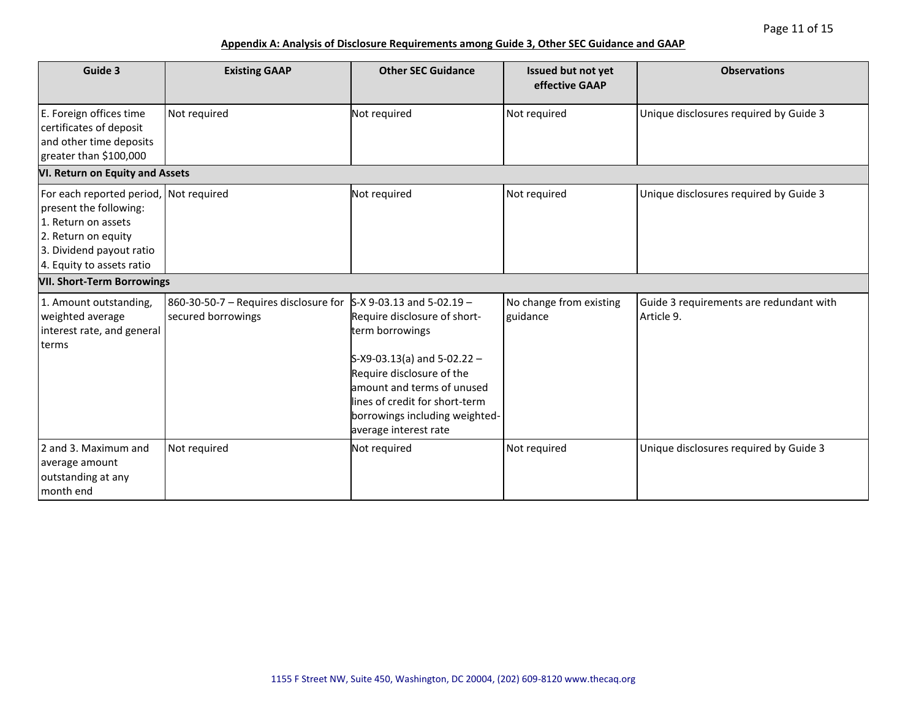**Appendix A: Analysis of Disclosure Requirements among Guide 3, Other SEC Guidance and GAAP**

| Guide 3 | Existing GAAP | Other SEC Guidance | Issued but not yet effective GAAP | Observations |
|---|---|---|---|---|
| E. Foreign offices time certificates of deposit and other time deposits greater than $100,000 | Not required | Not required | Not required | Unique disclosures required by Guide 3 |
| **VI. Return on Equity and Assets** | | | | |
| For each reported period, present the following:<br>1. Return on assets<br>2. Return on equity<br>3. Dividend payout ratio<br>4. Equity to assets ratio | Not required | Not required | Not required | Unique disclosures required by Guide 3 |
| **VII. Short-Term Borrowings** | | | | |
| 1. Amount outstanding, weighted average interest rate, and general terms | 860-30-50-7 – Requires disclosure for secured borrowings | S-X 9-03.13 and 5-02.19 – Require disclosure of short-term borrowings<br><br>S-X9-03.13(a) and 5-02.22 – Require disclosure of the amount and terms of unused lines of credit for short-term borrowings including weighted-average interest rate | No change from existing guidance | Guide 3 requirements are redundant with Article 9. |
| 2 and 3. Maximum and average amount outstanding at any month end | Not required | Not required | Not required | Unique disclosures required by Guide 3 |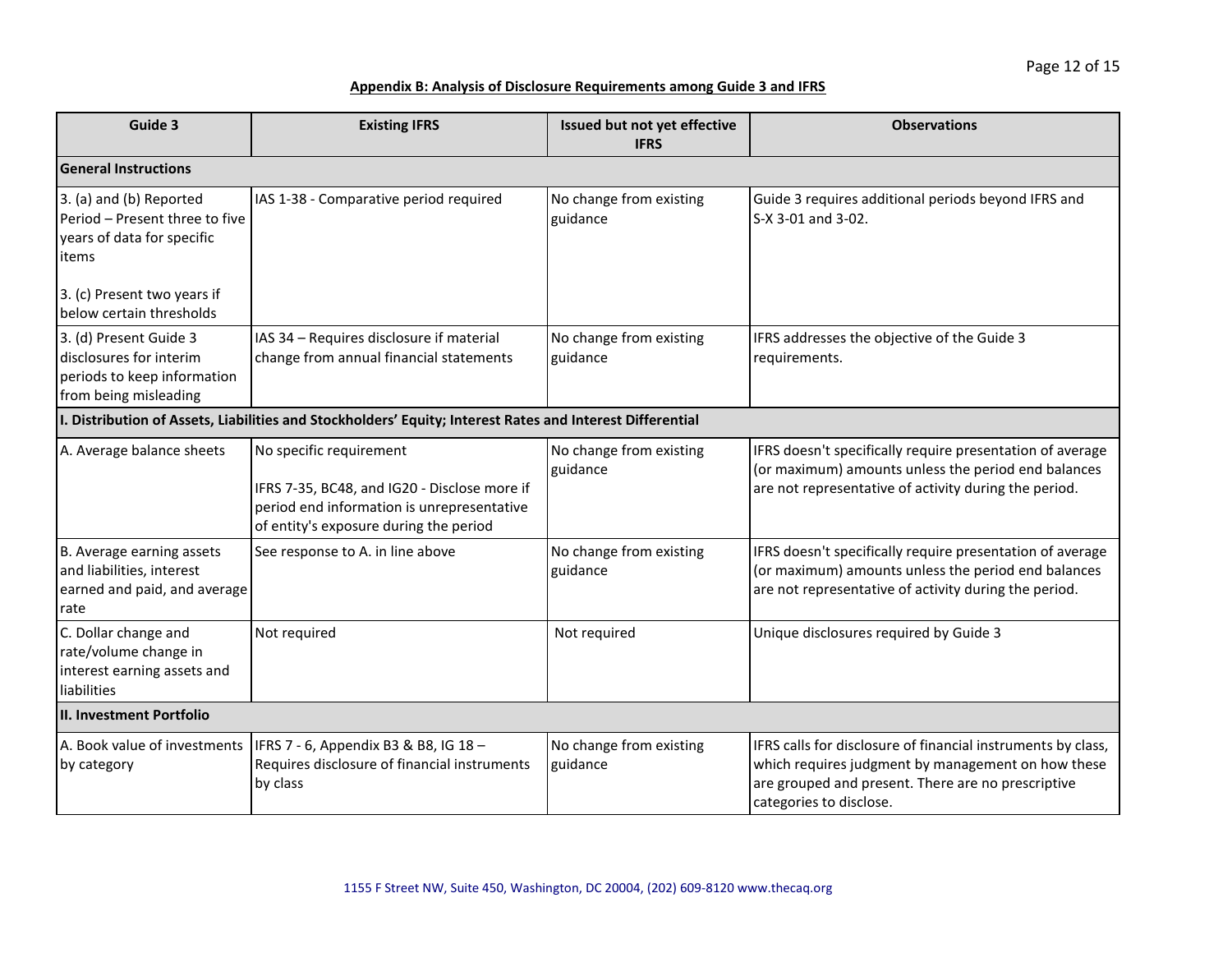## Appendix B: Analysis of Disclosure Requirements among Guide 3 and IFRS

| Guide 3 | Existing IFRS | Issued but not yet effective IFRS | Observations |
|---|---|---|---|
| **General Instructions** | | | |
| 3. (a) and (b) Reported Period – Present three to five years of data for specific items<br><br>3. (c) Present two years if below certain thresholds | IAS 1-38 - Comparative period required | No change from existing guidance | Guide 3 requires additional periods beyond IFRS and S-X 3-01 and 3-02. |
| 3. (d) Present Guide 3 disclosures for interim periods to keep information from being misleading | IAS 34 – Requires disclosure if material change from annual financial statements | No change from existing guidance | IFRS addresses the objective of the Guide 3 requirements. |
| **I. Distribution of Assets, Liabilities and Stockholders' Equity; Interest Rates and Interest Differential** | | | |
| A. Average balance sheets | No specific requirement<br><br>IFRS 7-35, BC48, and IG20 - Disclose more if period end information is unrepresentative of entity's exposure during the period | No change from existing guidance | IFRS doesn't specifically require presentation of average (or maximum) amounts unless the period end balances are not representative of activity during the period. |
| B. Average earning assets and liabilities, interest earned and paid, and average rate | See response to A. in line above | No change from existing guidance | IFRS doesn't specifically require presentation of average (or maximum) amounts unless the period end balances are not representative of activity during the period. |
| C. Dollar change and rate/volume change in interest earning assets and liabilities | Not required | Not required | Unique disclosures required by Guide 3 |
| **II. Investment Portfolio** | | | |
| A. Book value of investments by category | IFRS 7 - 6, Appendix B3 & B8, IG 18 – Requires disclosure of financial instruments by class | No change from existing guidance | IFRS calls for disclosure of financial instruments by class, which requires judgment by management on how these are grouped and present. There are no prescriptive categories to disclose. |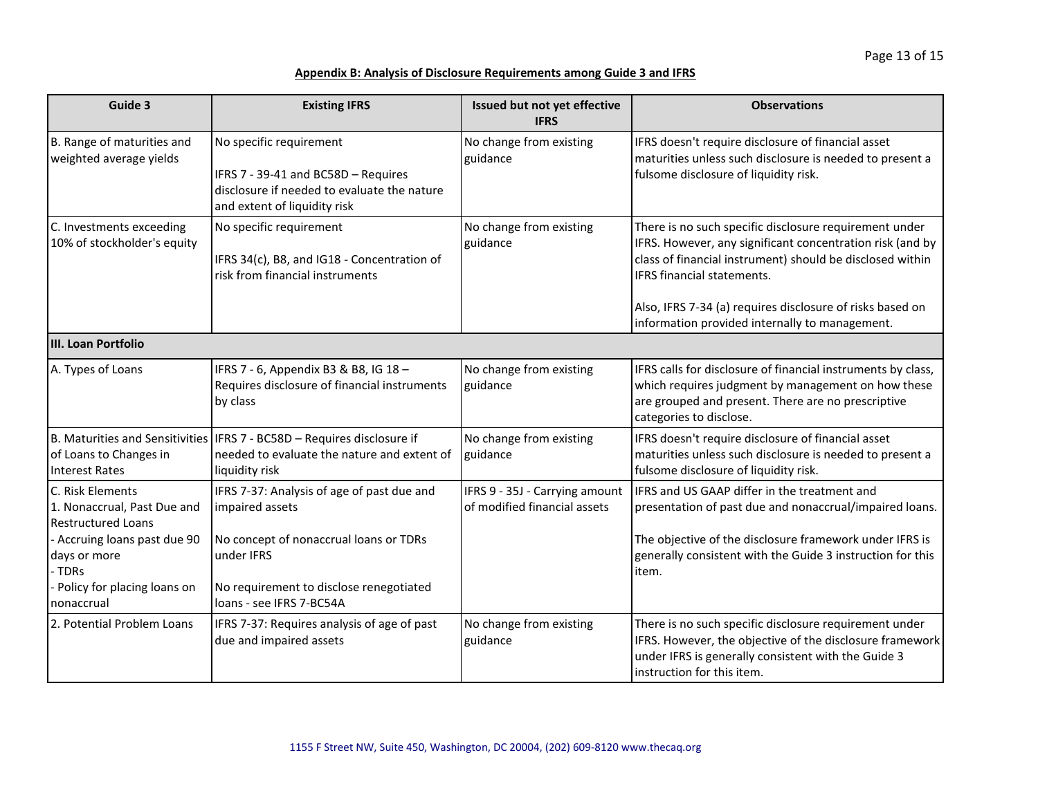**Appendix B: Analysis of Disclosure Requirements among Guide 3 and IFRS**

| Guide 3 | Existing IFRS | Issued but not yet effective IFRS | Observations |
|---|---|---|---|
| B. Range of maturities and weighted average yields | No specific requirement<br><br>IFRS 7 - 39-41 and BC58D – Requires disclosure if needed to evaluate the nature and extent of liquidity risk | No change from existing guidance | IFRS doesn't require disclosure of financial asset maturities unless such disclosure is needed to present a fulsome disclosure of liquidity risk. |
| C. Investments exceeding 10% of stockholder's equity | No specific requirement<br><br>IFRS 34(c), B8, and IG18 - Concentration of risk from financial instruments | No change from existing guidance | There is no such specific disclosure requirement under IFRS. However, any significant concentration risk (and by class of financial instrument) should be disclosed within IFRS financial statements.<br><br>Also, IFRS 7-34 (a) requires disclosure of risks based on information provided internally to management. |
| **III. Loan Portfolio** | | | |
| A. Types of Loans | IFRS 7 - 6, Appendix B3 & B8, IG 18 – Requires disclosure of financial instruments by class | No change from existing guidance | IFRS calls for disclosure of financial instruments by class, which requires judgment by management on how these are grouped and present. There are no prescriptive categories to disclose. |
| B. Maturities and Sensitivities of Loans to Changes in Interest Rates | IFRS 7 - BC58D – Requires disclosure if needed to evaluate the nature and extent of liquidity risk | No change from existing guidance | IFRS doesn't require disclosure of financial asset maturities unless such disclosure is needed to present a fulsome disclosure of liquidity risk. |
| C. Risk Elements<br>1. Nonaccrual, Past Due and Restructured Loans<br>- Accruing loans past due 90 days or more<br>- TDRs<br>- Policy for placing loans on nonaccrual | IFRS 7-37: Analysis of age of past due and impaired assets<br><br>No concept of nonaccrual loans or TDRs under IFRS<br><br>No requirement to disclose renegotiated loans - see IFRS 7-BC54A | IFRS 9 - 35J - Carrying amount of modified financial assets | IFRS and US GAAP differ in the treatment and presentation of past due and nonaccrual/impaired loans.<br><br>The objective of the disclosure framework under IFRS is generally consistent with the Guide 3 instruction for this item. |
| 2. Potential Problem Loans | IFRS 7-37: Requires analysis of age of past due and impaired assets | No change from existing guidance | There is no such specific disclosure requirement under IFRS. However, the objective of the disclosure framework under IFRS is generally consistent with the Guide 3 instruction for this item. |

1155 F Street NW, Suite 450, Washington, DC 20004, (202) 609-8120 www.thecaq.org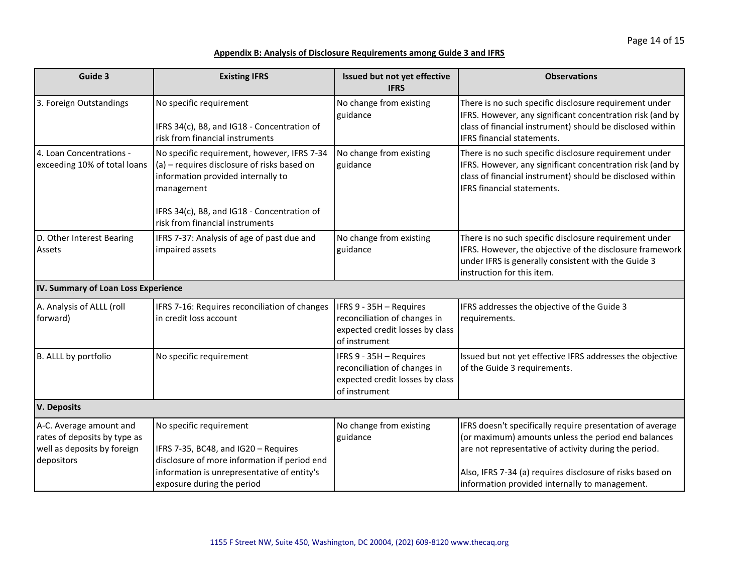**Appendix B: Analysis of Disclosure Requirements among Guide 3 and IFRS**

| Guide 3 | Existing IFRS | Issued but not yet effective IFRS | Observations |
|---|---|---|---|
| 3. Foreign Outstandings | No specific requirement<br><br>IFRS 34(c), B8, and IG18 - Concentration of risk from financial instruments | No change from existing guidance | There is no such specific disclosure requirement under IFRS. However, any significant concentration risk (and by class of financial instrument) should be disclosed within IFRS financial statements. |
| 4. Loan Concentrations - exceeding 10% of total loans | No specific requirement, however, IFRS 7-34 (a) – requires disclosure of risks based on information provided internally to management<br><br>IFRS 34(c), B8, and IG18 - Concentration of risk from financial instruments | No change from existing guidance | There is no such specific disclosure requirement under IFRS. However, any significant concentration risk (and by class of financial instrument) should be disclosed within IFRS financial statements. |
| D. Other Interest Bearing Assets | IFRS 7-37: Analysis of age of past due and impaired assets | No change from existing guidance | There is no such specific disclosure requirement under IFRS. However, the objective of the disclosure framework under IFRS is generally consistent with the Guide 3 instruction for this item. |
| **IV. Summary of Loan Loss Experience** | | | |
| A. Analysis of ALLL (roll forward) | IFRS 7-16: Requires reconciliation of changes in credit loss account | IFRS 9 - 35H – Requires reconciliation of changes in expected credit losses by class of instrument | IFRS addresses the objective of the Guide 3 requirements. |
| B. ALLL by portfolio | No specific requirement | IFRS 9 - 35H – Requires reconciliation of changes in expected credit losses by class of instrument | Issued but not yet effective IFRS addresses the objective of the Guide 3 requirements. |
| **V. Deposits** | | | |
| A-C. Average amount and rates of deposits by type as well as deposits by foreign depositors | No specific requirement<br><br>IFRS 7-35, BC48, and IG20 – Requires disclosure of more information if period end information is unrepresentative of entity's exposure during the period | No change from existing guidance | IFRS doesn't specifically require presentation of average (or maximum) amounts unless the period end balances are not representative of activity during the period.<br><br>Also, IFRS 7-34 (a) requires disclosure of risks based on information provided internally to management. |

1155 F Street NW, Suite 450, Washington, DC 20004, (202) 609-8120 www.thecaq.org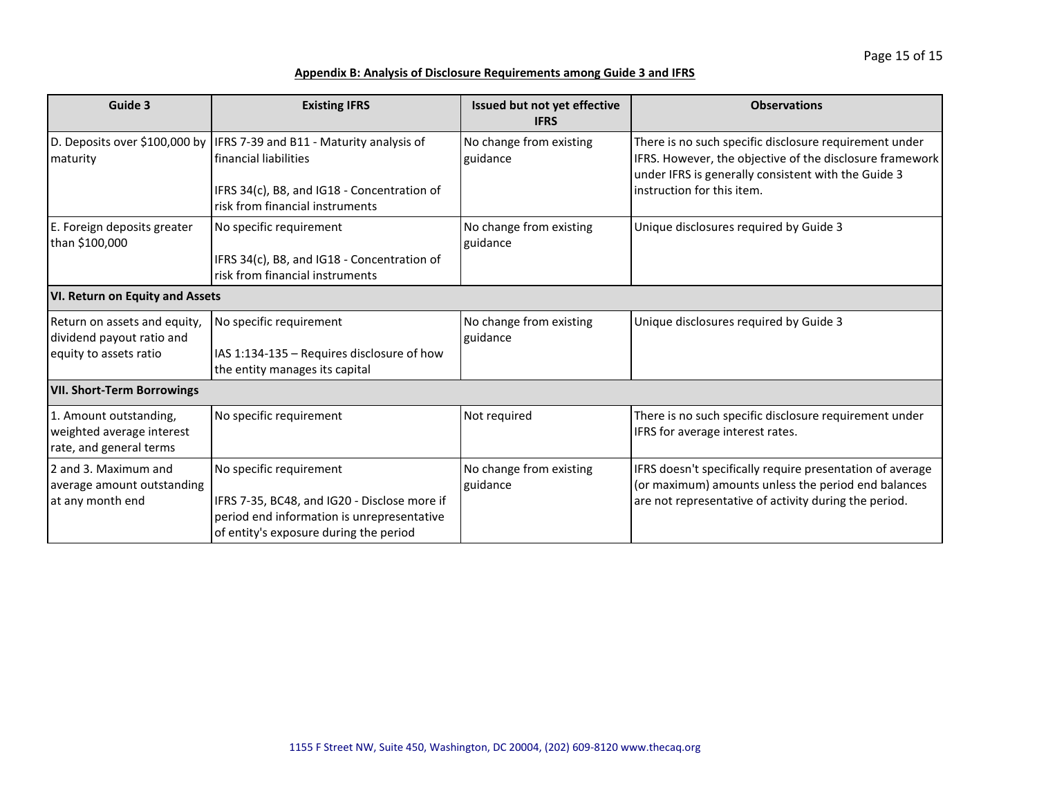**Appendix B: Analysis of Disclosure Requirements among Guide 3 and IFRS**

| Guide 3 | Existing IFRS | Issued but not yet effective IFRS | Observations |
|---|---|---|---|
| D. Deposits over $100,000 by maturity | IFRS 7-39 and B11 - Maturity analysis of financial liabilities<br><br>IFRS 34(c), B8, and IG18 - Concentration of risk from financial instruments | No change from existing guidance | There is no such specific disclosure requirement under IFRS. However, the objective of the disclosure framework under IFRS is generally consistent with the Guide 3 instruction for this item. |
| E. Foreign deposits greater than $100,000 | No specific requirement<br><br>IFRS 34(c), B8, and IG18 - Concentration of risk from financial instruments | No change from existing guidance | Unique disclosures required by Guide 3 |
| **VI. Return on Equity and Assets** | | | |
| Return on assets and equity, dividend payout ratio and equity to assets ratio | No specific requirement<br><br>IAS 1:134-135 – Requires disclosure of how the entity manages its capital | No change from existing guidance | Unique disclosures required by Guide 3 |
| **VII. Short-Term Borrowings** | | | |
| 1. Amount outstanding, weighted average interest rate, and general terms | No specific requirement | Not required | There is no such specific disclosure requirement under IFRS for average interest rates. |
| 2 and 3. Maximum and average amount outstanding at any month end | No specific requirement<br><br>IFRS 7-35, BC48, and IG20 - Disclose more if period end information is unrepresentative of entity's exposure during the period | No change from existing guidance | IFRS doesn't specifically require presentation of average (or maximum) amounts unless the period end balances are not representative of activity during the period. |